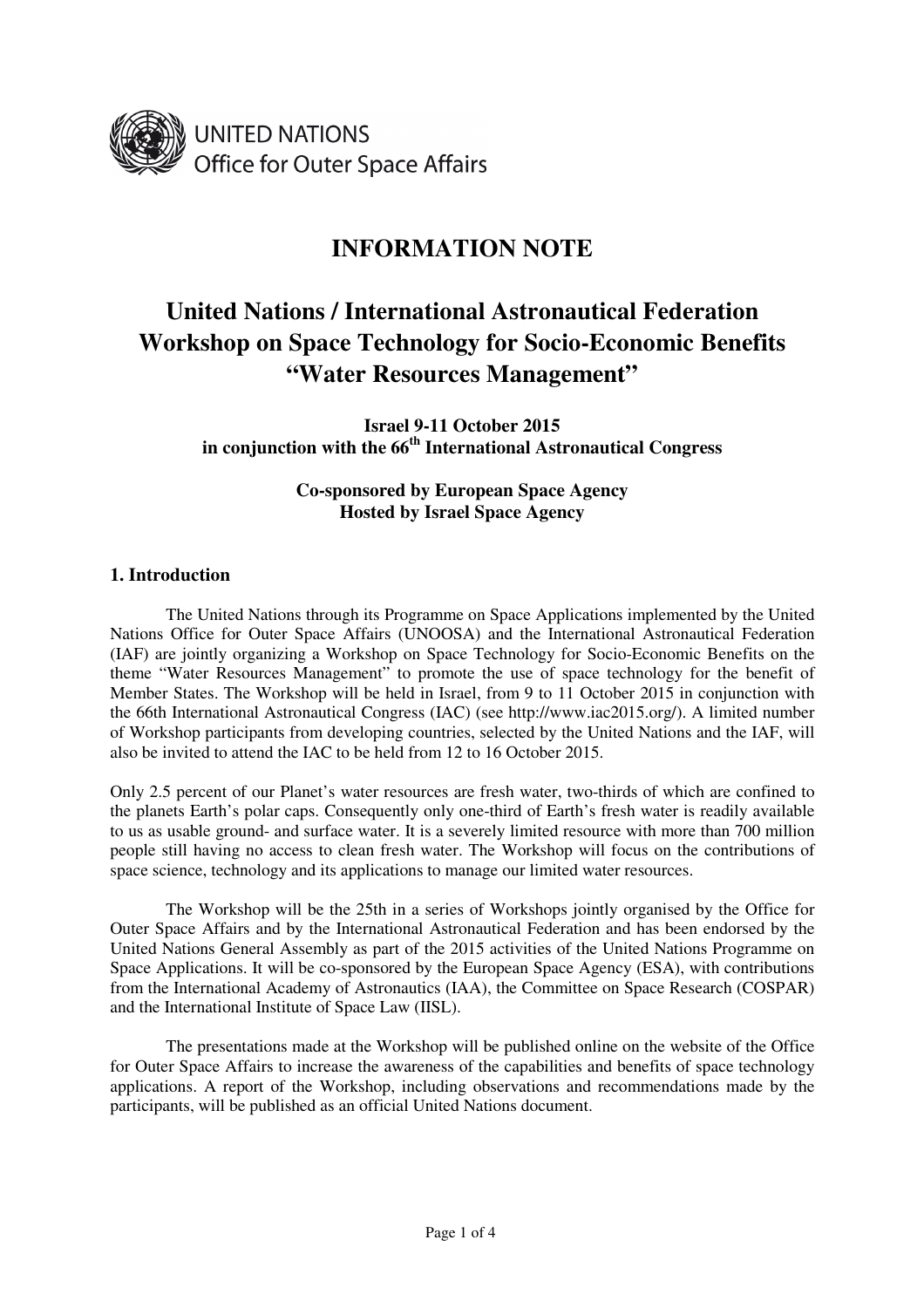UNITED NATIONS
Office for Outer Space Affairs

# INFORMATION NOTE

# United Nations / International Astronautical Federation Workshop on Space Technology for Socio-Economic Benefits "Water Resources Management"

**Israel 9-11 October 2015**
**in conjunction with the 66th International Astronautical Congress**

**Co-sponsored by European Space Agency**
**Hosted by Israel Space Agency**

## 1. Introduction

The United Nations through its Programme on Space Applications implemented by the United Nations Office for Outer Space Affairs (UNOOSA) and the International Astronautical Federation (IAF) are jointly organizing a Workshop on Space Technology for Socio-Economic Benefits on the theme "Water Resources Management" to promote the use of space technology for the benefit of Member States. The Workshop will be held in Israel, from 9 to 11 October 2015 in conjunction with the 66th International Astronautical Congress (IAC) (see http://www.iac2015.org/). A limited number of Workshop participants from developing countries, selected by the United Nations and the IAF, will also be invited to attend the IAC to be held from 12 to 16 October 2015.

Only 2.5 percent of our Planet's water resources are fresh water, two-thirds of which are confined to the planets Earth's polar caps. Consequently only one-third of Earth's fresh water is readily available to us as usable ground- and surface water. It is a severely limited resource with more than 700 million people still having no access to clean fresh water. The Workshop will focus on the contributions of space science, technology and its applications to manage our limited water resources.

The Workshop will be the 25th in a series of Workshops jointly organised by the Office for Outer Space Affairs and by the International Astronautical Federation and has been endorsed by the United Nations General Assembly as part of the 2015 activities of the United Nations Programme on Space Applications. It will be co-sponsored by the European Space Agency (ESA), with contributions from the International Academy of Astronautics (IAA), the Committee on Space Research (COSPAR) and the International Institute of Space Law (IISL).

The presentations made at the Workshop will be published online on the website of the Office for Outer Space Affairs to increase the awareness of the capabilities and benefits of space technology applications. A report of the Workshop, including observations and recommendations made by the participants, will be published as an official United Nations document.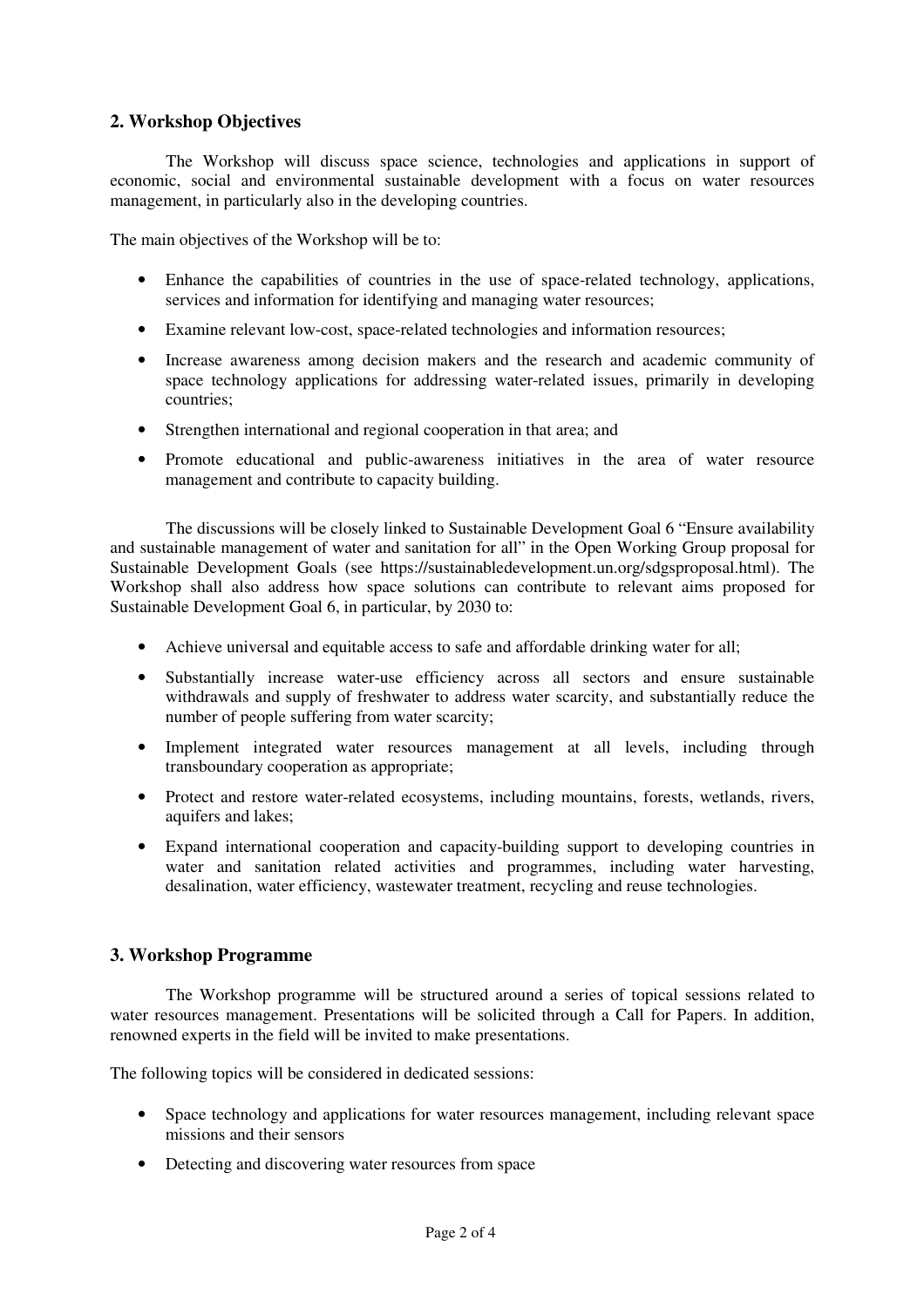## 2. Workshop Objectives

The Workshop will discuss space science, technologies and applications in support of economic, social and environmental sustainable development with a focus on water resources management, in particularly also in the developing countries.

The main objectives of the Workshop will be to:

- Enhance the capabilities of countries in the use of space-related technology, applications, services and information for identifying and managing water resources;
- Examine relevant low-cost, space-related technologies and information resources;
- Increase awareness among decision makers and the research and academic community of space technology applications for addressing water-related issues, primarily in developing countries;
- Strengthen international and regional cooperation in that area; and
- Promote educational and public-awareness initiatives in the area of water resource management and contribute to capacity building.

The discussions will be closely linked to Sustainable Development Goal 6 "Ensure availability and sustainable management of water and sanitation for all" in the Open Working Group proposal for Sustainable Development Goals (see https://sustainabledevelopment.un.org/sdgsproposal.html). The Workshop shall also address how space solutions can contribute to relevant aims proposed for Sustainable Development Goal 6, in particular, by 2030 to:

- Achieve universal and equitable access to safe and affordable drinking water for all;
- Substantially increase water-use efficiency across all sectors and ensure sustainable withdrawals and supply of freshwater to address water scarcity, and substantially reduce the number of people suffering from water scarcity;
- Implement integrated water resources management at all levels, including through transboundary cooperation as appropriate;
- Protect and restore water-related ecosystems, including mountains, forests, wetlands, rivers, aquifers and lakes;
- Expand international cooperation and capacity-building support to developing countries in water and sanitation related activities and programmes, including water harvesting, desalination, water efficiency, wastewater treatment, recycling and reuse technologies.

## 3. Workshop Programme

The Workshop programme will be structured around a series of topical sessions related to water resources management. Presentations will be solicited through a Call for Papers. In addition, renowned experts in the field will be invited to make presentations.

The following topics will be considered in dedicated sessions:

- Space technology and applications for water resources management, including relevant space missions and their sensors
- Detecting and discovering water resources from space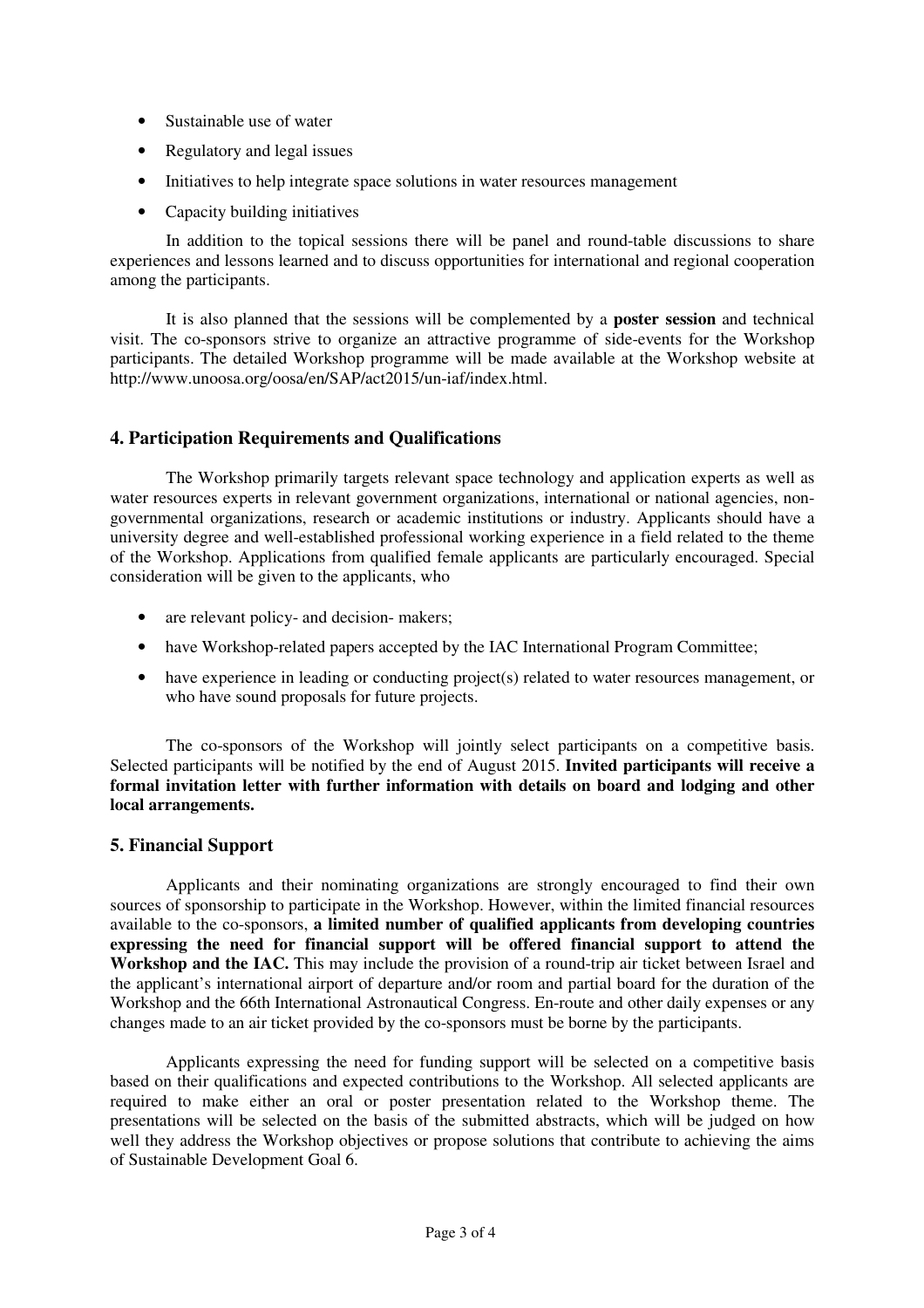- Sustainable use of water
- Regulatory and legal issues
- Initiatives to help integrate space solutions in water resources management
- Capacity building initiatives

In addition to the topical sessions there will be panel and round-table discussions to share experiences and lessons learned and to discuss opportunities for international and regional cooperation among the participants.

It is also planned that the sessions will be complemented by a **poster session** and technical visit. The co-sponsors strive to organize an attractive programme of side-events for the Workshop participants. The detailed Workshop programme will be made available at the Workshop website at http://www.unoosa.org/oosa/en/SAP/act2015/un-iaf/index.html.

## 4. Participation Requirements and Qualifications

The Workshop primarily targets relevant space technology and application experts as well as water resources experts in relevant government organizations, international or national agencies, non-governmental organizations, research or academic institutions or industry. Applicants should have a university degree and well-established professional working experience in a field related to the theme of the Workshop. Applications from qualified female applicants are particularly encouraged. Special consideration will be given to the applicants, who

- are relevant policy- and decision- makers;
- have Workshop-related papers accepted by the IAC International Program Committee;
- have experience in leading or conducting project(s) related to water resources management, or who have sound proposals for future projects.

The co-sponsors of the Workshop will jointly select participants on a competitive basis. Selected participants will be notified by the end of August 2015. **Invited participants will receive a formal invitation letter with further information with details on board and lodging and other local arrangements.**

## 5. Financial Support

Applicants and their nominating organizations are strongly encouraged to find their own sources of sponsorship to participate in the Workshop. However, within the limited financial resources available to the co-sponsors, **a limited number of qualified applicants from developing countries expressing the need for financial support will be offered financial support to attend the Workshop and the IAC.** This may include the provision of a round-trip air ticket between Israel and the applicant's international airport of departure and/or room and partial board for the duration of the Workshop and the 66th International Astronautical Congress. En-route and other daily expenses or any changes made to an air ticket provided by the co-sponsors must be borne by the participants.

Applicants expressing the need for funding support will be selected on a competitive basis based on their qualifications and expected contributions to the Workshop. All selected applicants are required to make either an oral or poster presentation related to the Workshop theme. The presentations will be selected on the basis of the submitted abstracts, which will be judged on how well they address the Workshop objectives or propose solutions that contribute to achieving the aims of Sustainable Development Goal 6.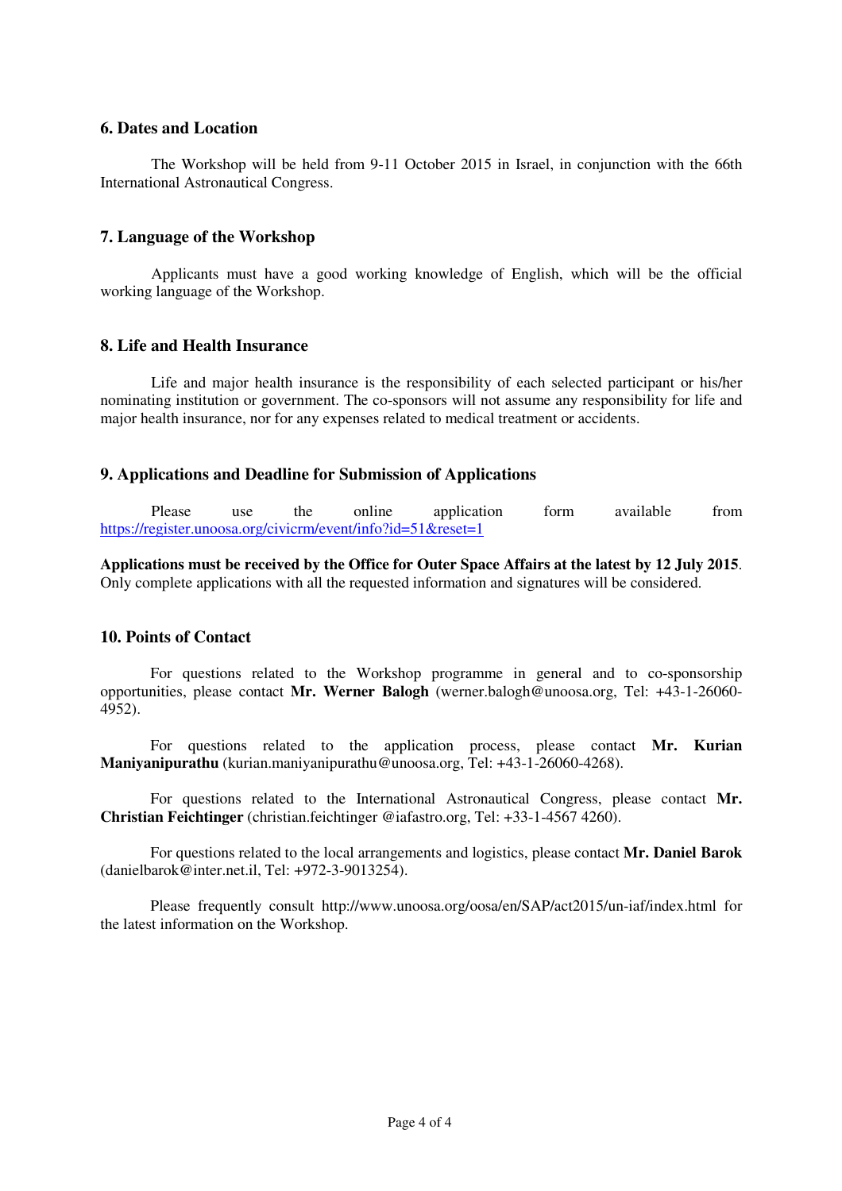## 6. Dates and Location

The Workshop will be held from 9-11 October 2015 in Israel, in conjunction with the 66th International Astronautical Congress.

## 7. Language of the Workshop

Applicants must have a good working knowledge of English, which will be the official working language of the Workshop.

## 8. Life and Health Insurance

Life and major health insurance is the responsibility of each selected participant or his/her nominating institution or government. The co-sponsors will not assume any responsibility for life and major health insurance, nor for any expenses related to medical treatment or accidents.

## 9. Applications and Deadline for Submission of Applications

Please use the online application form available from https://register.unoosa.org/civicrm/event/info?id=51&reset=1

**Applications must be received by the Office for Outer Space Affairs at the latest by 12 July 2015**. Only complete applications with all the requested information and signatures will be considered.

## 10. Points of Contact

For questions related to the Workshop programme in general and to co-sponsorship opportunities, please contact **Mr. Werner Balogh** (werner.balogh@unoosa.org, Tel: +43-1-26060-4952).

For questions related to the application process, please contact **Mr. Kurian Maniyanipurathu** (kurian.maniyanipurathu@unoosa.org, Tel: +43-1-26060-4268).

For questions related to the International Astronautical Congress, please contact **Mr. Christian Feichtinger** (christian.feichtinger @iafastro.org, Tel: +33-1-4567 4260).

For questions related to the local arrangements and logistics, please contact **Mr. Daniel Barok** (danielbarok@inter.net.il, Tel: +972-3-9013254).

Please frequently consult http://www.unoosa.org/oosa/en/SAP/act2015/un-iaf/index.html for the latest information on the Workshop.